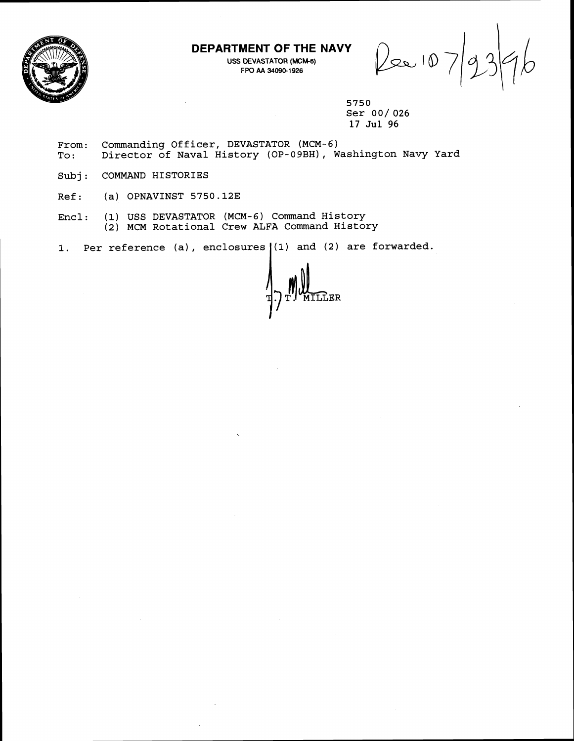# DEPARTMENT OF THE NAVY

USS DEVASTATOR (MCM-6)
FPO AA 34090-1926

Rec 10 7/23/96

5750
Ser 00/ 026
17 Jul 96

From: Commanding Officer, DEVASTATOR (MCM-6)
To: Director of Naval History (OP-09BH), Washington Navy Yard

Subj: COMMAND HISTORIES

Ref: (a) OPNAVINST 5750.12E

Encl: (1) USS DEVASTATOR (MCM-6) Command History
(2) MCM Rotational Crew ALFA Command History

1. Per reference (a), enclosures (1) and (2) are forwarded.

T. T. MILLER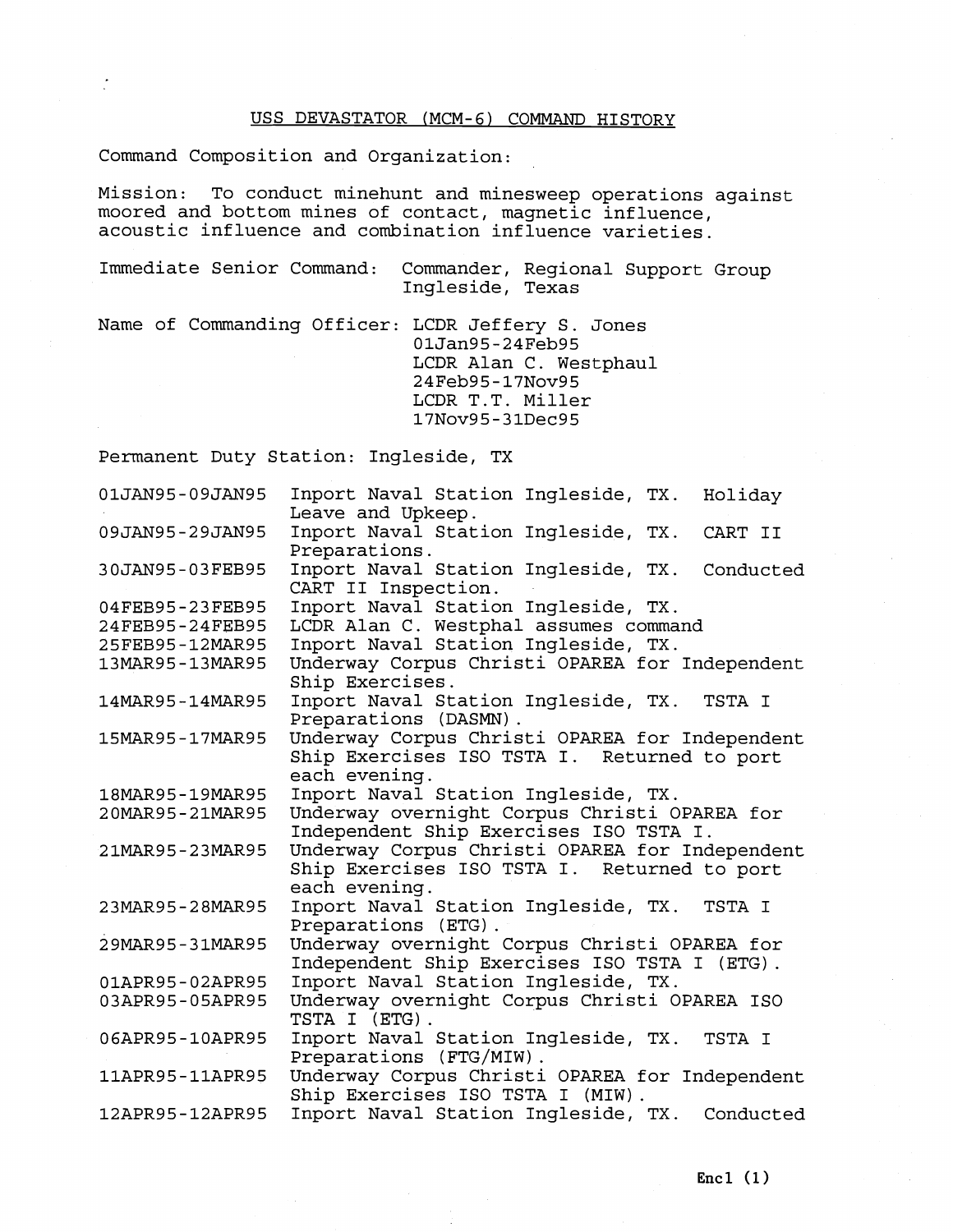## USS DEVASTATOR (MCM-6) COMMAND HISTORY

Command Composition and Organization:

Mission: To conduct minehunt and minesweep operations against moored and bottom mines of contact, magnetic influence, acoustic influence and combination influence varieties.

Immediate Senior Command: Commander, Regional Support Group Ingleside, Texas

Name of Commanding Officer: LCDR Jeffery S. Jones
01Jan95-24Feb95
LCDR Alan C. Westphaul
24Feb95-17Nov95
LCDR T.T. Miller
17Nov95-31Dec95

Permanent Duty Station: Ingleside, TX

| | |
|---|---|
| 01JAN95-09JAN95 | Inport Naval Station Ingleside, TX. Holiday Leave and Upkeep. |
| 09JAN95-29JAN95 | Inport Naval Station Ingleside, TX. CART II Preparations. |
| 30JAN95-03FEB95 | Inport Naval Station Ingleside, TX. Conducted CART II Inspection. |
| 04FEB95-23FEB95 | Inport Naval Station Ingleside, TX. |
| 24FEB95-24FEB95 | LCDR Alan C. Westphal assumes command |
| 25FEB95-12MAR95 | Inport Naval Station Ingleside, TX. |
| 13MAR95-13MAR95 | Underway Corpus Christi OPAREA for Independent Ship Exercises. |
| 14MAR95-14MAR95 | Inport Naval Station Ingleside, TX. TSTA I Preparations (DASMN). |
| 15MAR95-17MAR95 | Underway Corpus Christi OPAREA for Independent Ship Exercises ISO TSTA I. Returned to port each evening. |
| 18MAR95-19MAR95 | Inport Naval Station Ingleside, TX. |
| 20MAR95-21MAR95 | Underway overnight Corpus Christi OPAREA for Independent Ship Exercises ISO TSTA I. |
| 21MAR95-23MAR95 | Underway Corpus Christi OPAREA for Independent Ship Exercises ISO TSTA I. Returned to port each evening. |
| 23MAR95-28MAR95 | Inport Naval Station Ingleside, TX. TSTA I Preparations (ETG). |
| 29MAR95-31MAR95 | Underway overnight Corpus Christi OPAREA for Independent Ship Exercises ISO TSTA I (ETG). |
| 01APR95-02APR95 | Inport Naval Station Ingleside, TX. |
| 03APR95-05APR95 | Underway overnight Corpus Christi OPAREA ISO TSTA I (ETG). |
| 06APR95-10APR95 | Inport Naval Station Ingleside, TX. TSTA I Preparations (FTG/MIW). |
| 11APR95-11APR95 | Underway Corpus Christi OPAREA for Independent Ship Exercises ISO TSTA I (MIW). |
| 12APR95-12APR95 | Inport Naval Station Ingleside, TX. Conducted |

Encl (1)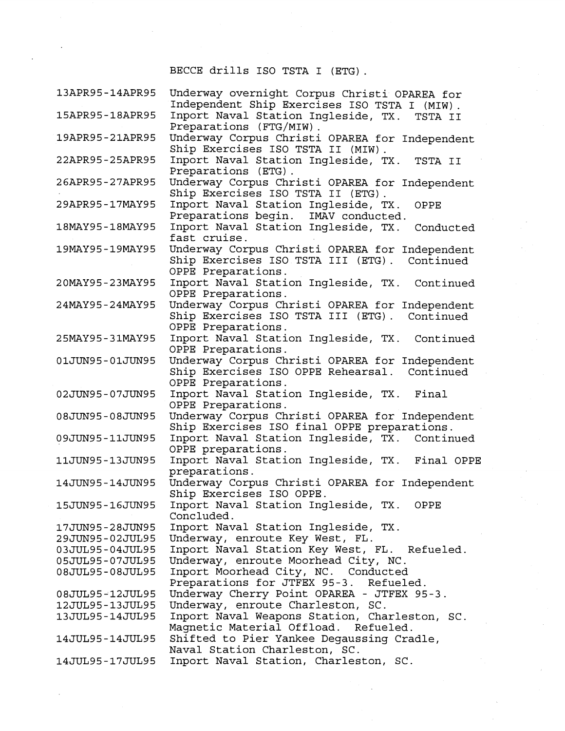BECCE drills ISO TSTA I (ETG).

| | |
|---|---|
| 13APR95-14APR95 | Underway overnight Corpus Christi OPAREA for Independent Ship Exercises ISO TSTA I (MIW). |
| 15APR95-18APR95 | Inport Naval Station Ingleside, TX. TSTA II Preparations (FTG/MIW). |
| 19APR95-21APR95 | Underway Corpus Christi OPAREA for Independent Ship Exercises ISO TSTA II (MIW). |
| 22APR95-25APR95 | Inport Naval Station Ingleside, TX. TSTA II Preparations (ETG). |
| 26APR95-27APR95 | Underway Corpus Christi OPAREA for Independent Ship Exercises ISO TSTA II (ETG). |
| 29APR95-17MAY95 | Inport Naval Station Ingleside, TX. OPPE Preparations begin. IMAV conducted. |
| 18MAY95-18MAY95 | Inport Naval Station Ingleside, TX. Conducted fast cruise. |
| 19MAY95-19MAY95 | Underway Corpus Christi OPAREA for Independent Ship Exercises ISO TSTA III (ETG). Continued OPPE Preparations. |
| 20MAY95-23MAY95 | Inport Naval Station Ingleside, TX. Continued OPPE Preparations. |
| 24MAY95-24MAY95 | Underway Corpus Christi OPAREA for Independent Ship Exercises ISO TSTA III (ETG). Continued OPPE Preparations. |
| 25MAY95-31MAY95 | Inport Naval Station Ingleside, TX. Continued OPPE Preparations. |
| 01JUN95-01JUN95 | Underway Corpus Christi OPAREA for Independent Ship Exercises ISO OPPE Rehearsal. Continued OPPE Preparations. |
| 02JUN95-07JUN95 | Inport Naval Station Ingleside, TX. Final OPPE Preparations. |
| 08JUN95-08JUN95 | Underway Corpus Christi OPAREA for Independent Ship Exercises ISO final OPPE preparations. |
| 09JUN95-11JUN95 | Inport Naval Station Ingleside, TX. Continued OPPE preparations. |
| 11JUN95-13JUN95 | Inport Naval Station Ingleside, TX. Final OPPE preparations. |
| 14JUN95-14JUN95 | Underway Corpus Christi OPAREA for Independent Ship Exercises ISO OPPE. |
| 15JUN95-16JUN95 | Inport Naval Station Ingleside, TX. OPPE Concluded. |
| 17JUN95-28JUN95 | Inport Naval Station Ingleside, TX. |
| 29JUN95-02JUL95 | Underway, enroute Key West, FL. |
| 03JUL95-04JUL95 | Inport Naval Station Key West, FL. Refueled. |
| 05JUL95-07JUL95 | Underway, enroute Moorhead City, NC. |
| 08JUL95-08JUL95 | Inport Moorhead City, NC. Conducted Preparations for JTFEX 95-3. Refueled. |
| 08JUL95-12JUL95 | Underway Cherry Point OPAREA - JTFEX 95-3. |
| 12JUL95-13JUL95 | Underway, enroute Charleston, SC. |
| 13JUL95-14JUL95 | Inport Naval Weapons Station, Charleston, SC. Magnetic Material Offload. Refueled. |
| 14JUL95-14JUL95 | Shifted to Pier Yankee Degaussing Cradle, Naval Station Charleston, SC. |
| 14JUL95-17JUL95 | Inport Naval Station, Charleston, SC. |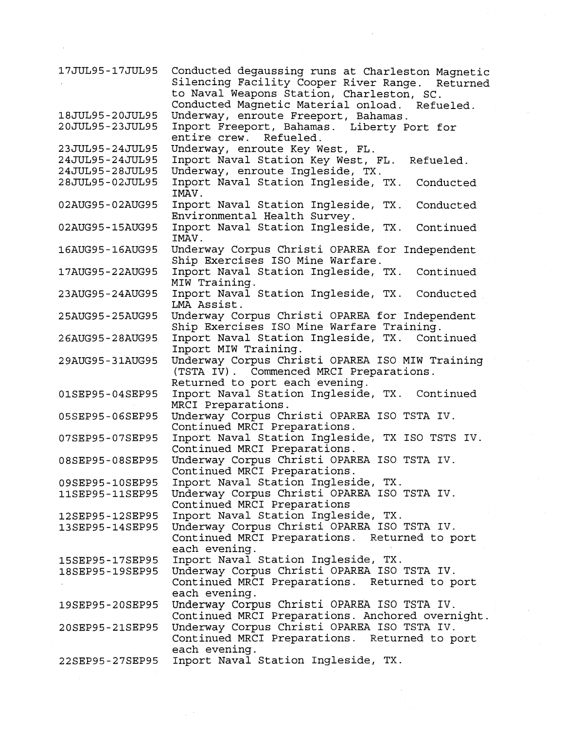| | |
|---|---|
| 17JUL95-17JUL95 | Conducted degaussing runs at Charleston Magnetic Silencing Facility Cooper River Range. Returned to Naval Weapons Station, Charleston, SC. Conducted Magnetic Material onload. Refueled. |
| 18JUL95-20JUL95 | Underway, enroute Freeport, Bahamas. |
| 20JUL95-23JUL95 | Inport Freeport, Bahamas. Liberty Port for entire crew. Refueled. |
| 23JUL95-24JUL95 | Underway, enroute Key West, FL. |
| 24JUL95-24JUL95 | Inport Naval Station Key West, FL. Refueled. |
| 24JUL95-28JUL95 | Underway, enroute Ingleside, TX. |
| 28JUL95-02JUL95 | Inport Naval Station Ingleside, TX. Conducted IMAV. |
| 02AUG95-02AUG95 | Inport Naval Station Ingleside, TX. Conducted Environmental Health Survey. |
| 02AUG95-15AUG95 | Inport Naval Station Ingleside, TX. Continued IMAV. |
| 16AUG95-16AUG95 | Underway Corpus Christi OPAREA for Independent Ship Exercises ISO Mine Warfare. |
| 17AUG95-22AUG95 | Inport Naval Station Ingleside, TX. Continued MIW Training. |
| 23AUG95-24AUG95 | Inport Naval Station Ingleside, TX. Conducted LMA Assist. |
| 25AUG95-25AUG95 | Underway Corpus Christi OPAREA for Independent Ship Exercises ISO Mine Warfare Training. |
| 26AUG95-28AUG95 | Inport Naval Station Ingleside, TX. Continued Inport MIW Training. |
| 29AUG95-31AUG95 | Underway Corpus Christi OPAREA ISO MIW Training (TSTA IV). Commenced MRCI Preparations. Returned to port each evening. |
| 01SEP95-04SEP95 | Inport Naval Station Ingleside, TX. Continued MRCI Preparations. |
| 05SEP95-06SEP95 | Underway Corpus Christi OPAREA ISO TSTA IV. Continued MRCI Preparations. |
| 07SEP95-07SEP95 | Inport Naval Station Ingleside, TX ISO TSTS IV. Continued MRCI Preparations. |
| 08SEP95-08SEP95 | Underway Corpus Christi OPAREA ISO TSTA IV. Continued MRCI Preparations. |
| 09SEP95-10SEP95 | Inport Naval Station Ingleside, TX. |
| 11SEP95-11SEP95 | Underway Corpus Christi OPAREA ISO TSTA IV. Continued MRCI Preparations |
| 12SEP95-12SEP95 | Inport Naval Station Ingleside, TX. |
| 13SEP95-14SEP95 | Underway Corpus Christi OPAREA ISO TSTA IV. Continued MRCI Preparations. Returned to port each evening. |
| 15SEP95-17SEP95 | Inport Naval Station Ingleside, TX. |
| 18SEP95-19SEP95 | Underway Corpus Christi OPAREA ISO TSTA IV. Continued MRCI Preparations. Returned to port each evening. |
| 19SEP95-20SEP95 | Underway Corpus Christi OPAREA ISO TSTA IV. Continued MRCI Preparations. Anchored overnight. |
| 20SEP95-21SEP95 | Underway Corpus Christi OPAREA ISO TSTA IV. Continued MRCI Preparations. Returned to port each evening. |
| 22SEP95-27SEP95 | Inport Naval Station Ingleside, TX. |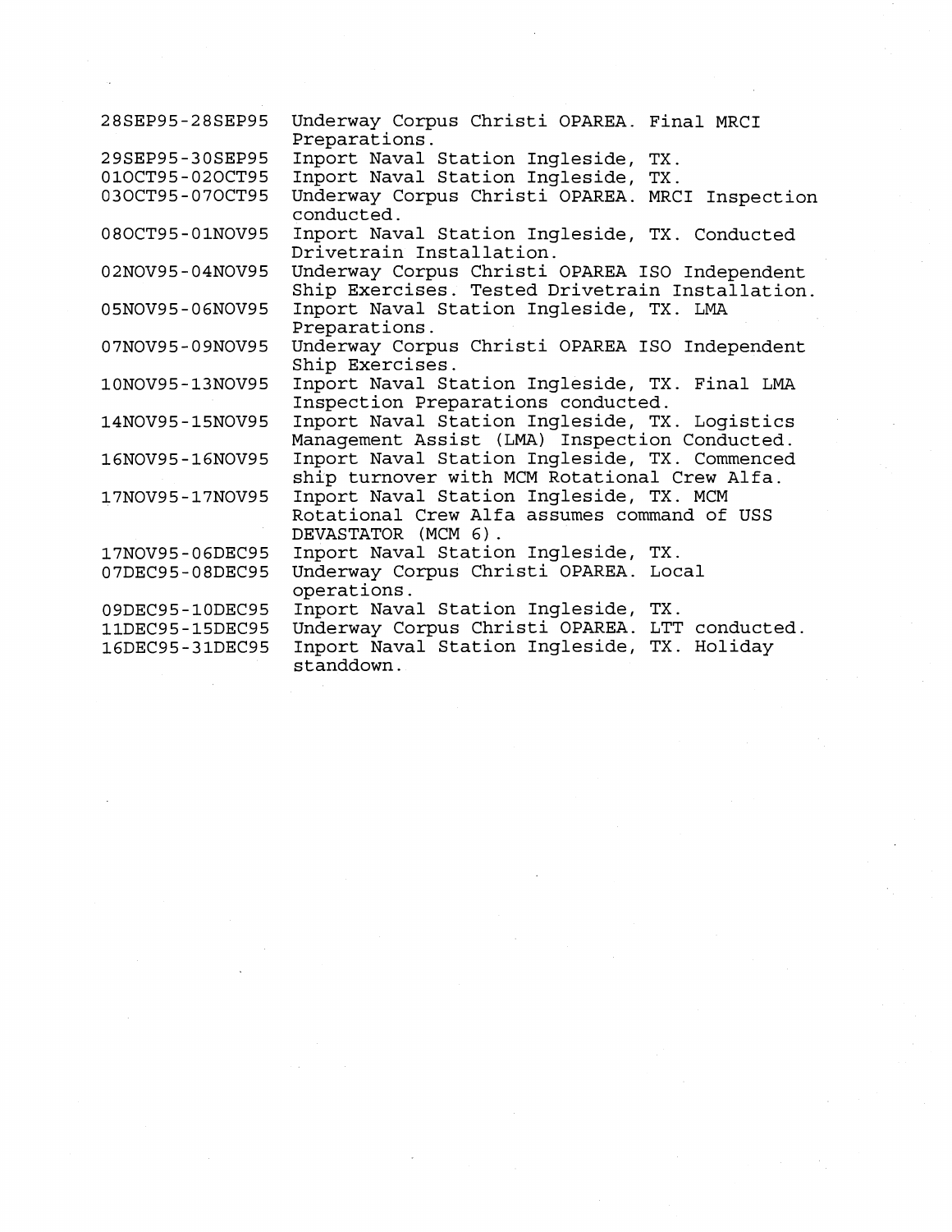| | |
|---|---|
| 28SEP95-28SEP95 | Underway Corpus Christi OPAREA. Final MRCI Preparations. |
| 29SEP95-30SEP95 | Inport Naval Station Ingleside, TX. |
| 01OCT95-02OCT95 | Inport Naval Station Ingleside, TX. |
| 03OCT95-07OCT95 | Underway Corpus Christi OPAREA. MRCI Inspection conducted. |
| 08OCT95-01NOV95 | Inport Naval Station Ingleside, TX. Conducted Drivetrain Installation. |
| 02NOV95-04NOV95 | Underway Corpus Christi OPAREA ISO Independent Ship Exercises. Tested Drivetrain Installation. |
| 05NOV95-06NOV95 | Inport Naval Station Ingleside, TX. LMA Preparations. |
| 07NOV95-09NOV95 | Underway Corpus Christi OPAREA ISO Independent Ship Exercises. |
| 10NOV95-13NOV95 | Inport Naval Station Ingleside, TX. Final LMA Inspection Preparations conducted. |
| 14NOV95-15NOV95 | Inport Naval Station Ingleside, TX. Logistics Management Assist (LMA) Inspection Conducted. |
| 16NOV95-16NOV95 | Inport Naval Station Ingleside, TX. Commenced ship turnover with MCM Rotational Crew Alfa. |
| 17NOV95-17NOV95 | Inport Naval Station Ingleside, TX. MCM Rotational Crew Alfa assumes command of USS DEVASTATOR (MCM 6). |
| 17NOV95-06DEC95 | Inport Naval Station Ingleside, TX. |
| 07DEC95-08DEC95 | Underway Corpus Christi OPAREA. Local operations. |
| 09DEC95-10DEC95 | Inport Naval Station Ingleside, TX. |
| 11DEC95-15DEC95 | Underway Corpus Christi OPAREA. LTT conducted. |
| 16DEC95-31DEC95 | Inport Naval Station Ingleside, TX. Holiday standdown. |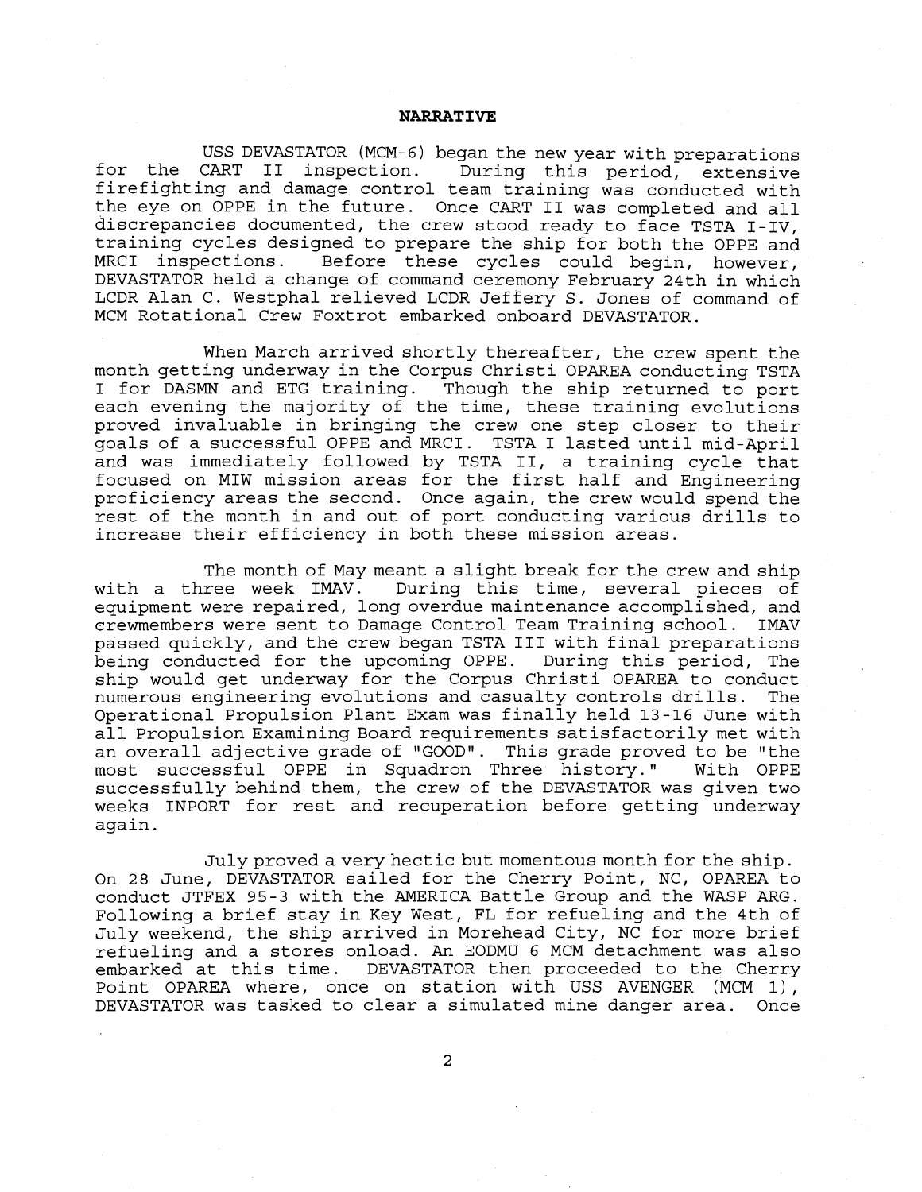## NARRATIVE

USS DEVASTATOR (MCM-6) began the new year with preparations for the CART II inspection. During this period, extensive firefighting and damage control team training was conducted with the eye on OPPE in the future. Once CART II was completed and all discrepancies documented, the crew stood ready to face TSTA I-IV, training cycles designed to prepare the ship for both the OPPE and MRCI inspections. Before these cycles could begin, however, DEVASTATOR held a change of command ceremony February 24th in which LCDR Alan C. Westphal relieved LCDR Jeffery S. Jones of command of MCM Rotational Crew Foxtrot embarked onboard DEVASTATOR.

When March arrived shortly thereafter, the crew spent the month getting underway in the Corpus Christi OPAREA conducting TSTA I for DASMN and ETG training. Though the ship returned to port each evening the majority of the time, these training evolutions proved invaluable in bringing the crew one step closer to their goals of a successful OPPE and MRCI. TSTA I lasted until mid-April and was immediately followed by TSTA II, a training cycle that focused on MIW mission areas for the first half and Engineering proficiency areas the second. Once again, the crew would spend the rest of the month in and out of port conducting various drills to increase their efficiency in both these mission areas.

The month of May meant a slight break for the crew and ship with a three week IMAV. During this time, several pieces of equipment were repaired, long overdue maintenance accomplished, and crewmembers were sent to Damage Control Team Training school. IMAV passed quickly, and the crew began TSTA III with final preparations being conducted for the upcoming OPPE. During this period, The ship would get underway for the Corpus Christi OPAREA to conduct numerous engineering evolutions and casualty controls drills. The Operational Propulsion Plant Exam was finally held 13-16 June with all Propulsion Examining Board requirements satisfactorily met with an overall adjective grade of "GOOD". This grade proved to be "the most successful OPPE in Squadron Three history." With OPPE successfully behind them, the crew of the DEVASTATOR was given two weeks INPORT for rest and recuperation before getting underway again.

July proved a very hectic but momentous month for the ship. On 28 June, DEVASTATOR sailed for the Cherry Point, NC, OPAREA to conduct JTFEX 95-3 with the AMERICA Battle Group and the WASP ARG. Following a brief stay in Key West, FL for refueling and the 4th of July weekend, the ship arrived in Morehead City, NC for more brief refueling and a stores onload. An EODMU 6 MCM detachment was also embarked at this time. DEVASTATOR then proceeded to the Cherry Point OPAREA where, once on station with USS AVENGER (MCM 1), DEVASTATOR was tasked to clear a simulated mine danger area. Once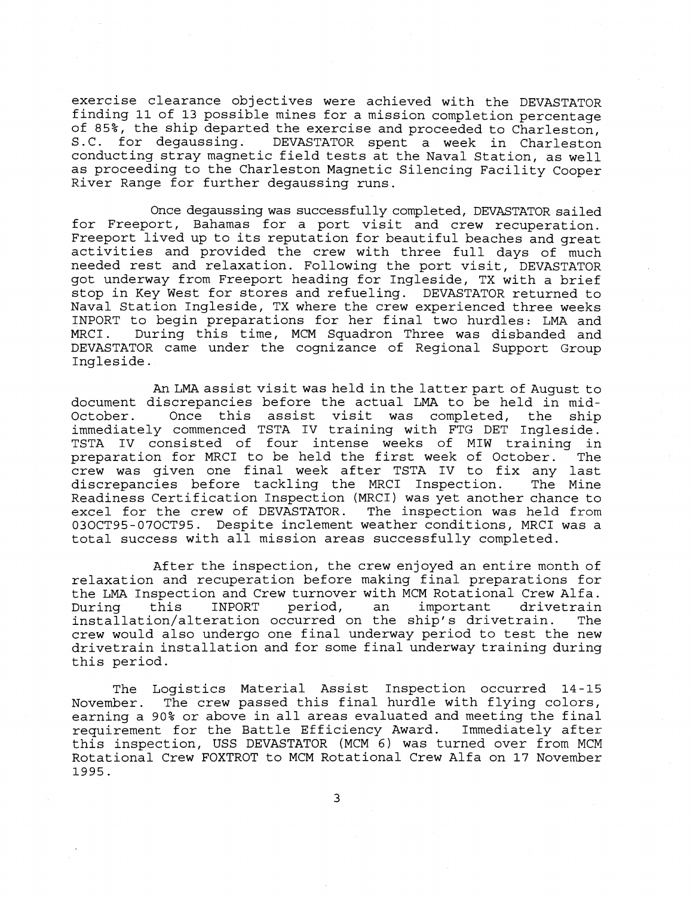exercise clearance objectives were achieved with the DEVASTATOR finding 11 of 13 possible mines for a mission completion percentage of 85%, the ship departed the exercise and proceeded to Charleston, S.C. for degaussing. DEVASTATOR spent a week in Charleston conducting stray magnetic field tests at the Naval Station, as well as proceeding to the Charleston Magnetic Silencing Facility Cooper River Range for further degaussing runs.

Once degaussing was successfully completed, DEVASTATOR sailed for Freeport, Bahamas for a port visit and crew recuperation. Freeport lived up to its reputation for beautiful beaches and great activities and provided the crew with three full days of much needed rest and relaxation. Following the port visit, DEVASTATOR got underway from Freeport heading for Ingleside, TX with a brief stop in Key West for stores and refueling. DEVASTATOR returned to Naval Station Ingleside, TX where the crew experienced three weeks INPORT to begin preparations for her final two hurdles: LMA and MRCI. During this time, MCM Squadron Three was disbanded and DEVASTATOR came under the cognizance of Regional Support Group Ingleside.

An LMA assist visit was held in the latter part of August to document discrepancies before the actual LMA to be held in mid-October. Once this assist visit was completed, the ship immediately commenced TSTA IV training with FTG DET Ingleside. TSTA IV consisted of four intense weeks of MIW training in preparation for MRCI to be held the first week of October. The crew was given one final week after TSTA IV to fix any last discrepancies before tackling the MRCI Inspection. The Mine Readiness Certification Inspection (MRCI) was yet another chance to excel for the crew of DEVASTATOR. The inspection was held from 03OCT95-07OCT95. Despite inclement weather conditions, MRCI was a total success with all mission areas successfully completed.

After the inspection, the crew enjoyed an entire month of relaxation and recuperation before making final preparations for the LMA Inspection and Crew turnover with MCM Rotational Crew Alfa. During this INPORT period, an important drivetrain installation/alteration occurred on the ship's drivetrain. The crew would also undergo one final underway period to test the new drivetrain installation and for some final underway training during this period.

The Logistics Material Assist Inspection occurred 14-15 November. The crew passed this final hurdle with flying colors, earning a 90% or above in all areas evaluated and meeting the final requirement for the Battle Efficiency Award. Immediately after this inspection, USS DEVASTATOR (MCM 6) was turned over from MCM Rotational Crew FOXTROT to MCM Rotational Crew Alfa on 17 November 1995.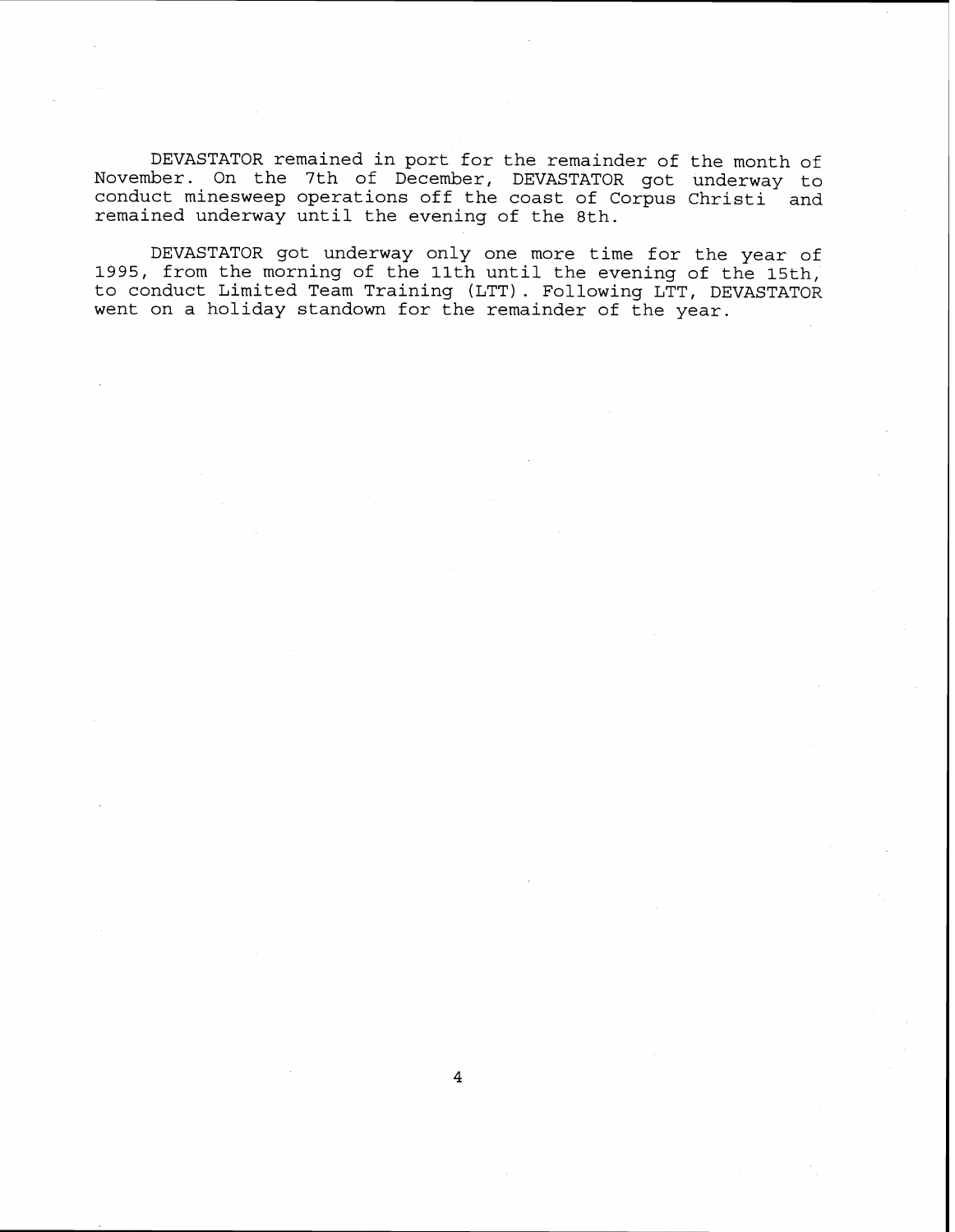DEVASTATOR remained in port for the remainder of the month of November. On the 7th of December, DEVASTATOR got underway to conduct minesweep operations off the coast of Corpus Christi and remained underway until the evening of the 8th.

DEVASTATOR got underway only one more time for the year of 1995, from the morning of the 11th until the evening of the 15th, to conduct Limited Team Training (LTT). Following LTT, DEVASTATOR went on a holiday standown for the remainder of the year.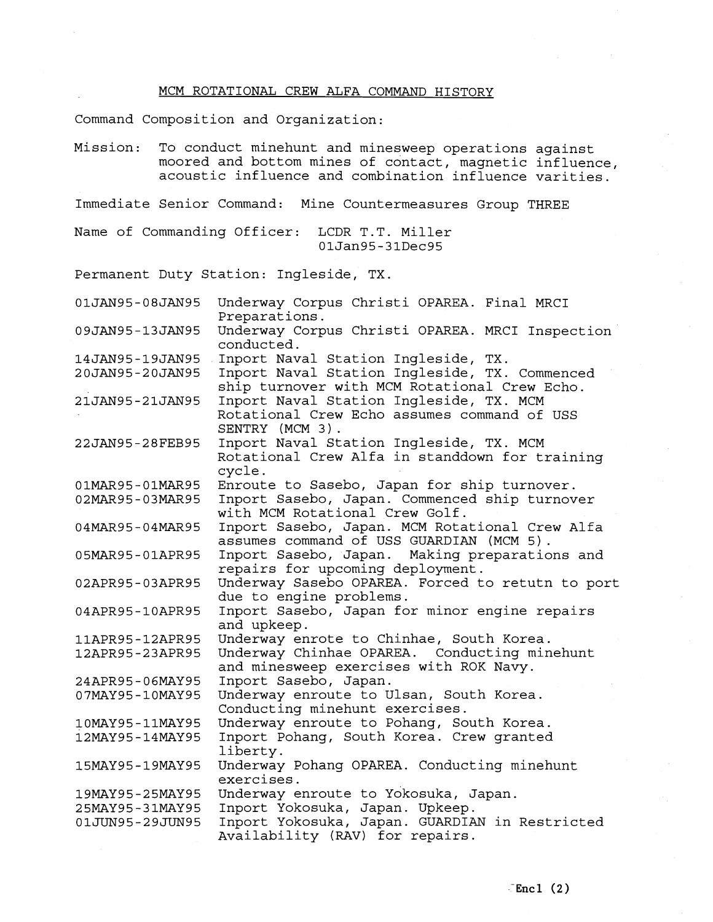# MCM ROTATIONAL CREW ALFA COMMAND HISTORY

Command Composition and Organization:

Mission: To conduct minehunt and minesweep operations against moored and bottom mines of contact, magnetic influence, acoustic influence and combination influence varities.

Immediate Senior Command: Mine Countermeasures Group THREE

Name of Commanding Officer: LCDR T.T. Miller
01Jan95-31Dec95

Permanent Duty Station: Ingleside, TX.

| | |
|---|---|
| 01JAN95-08JAN95 | Underway Corpus Christi OPAREA. Final MRCI Preparations. |
| 09JAN95-13JAN95 | Underway Corpus Christi OPAREA. MRCI Inspection conducted. |
| 14JAN95-19JAN95 | Inport Naval Station Ingleside, TX. |
| 20JAN95-20JAN95 | Inport Naval Station Ingleside, TX. Commenced ship turnover with MCM Rotational Crew Echo. |
| 21JAN95-21JAN95 | Inport Naval Station Ingleside, TX. MCM Rotational Crew Echo assumes command of USS SENTRY (MCM 3). |
| 22JAN95-28FEB95 | Inport Naval Station Ingleside, TX. MCM Rotational Crew Alfa in standdown for training cycle. |
| 01MAR95-01MAR95 | Enroute to Sasebo, Japan for ship turnover. |
| 02MAR95-03MAR95 | Inport Sasebo, Japan. Commenced ship turnover with MCM Rotational Crew Golf. |
| 04MAR95-04MAR95 | Inport Sasebo, Japan. MCM Rotational Crew Alfa assumes command of USS GUARDIAN (MCM 5). |
| 05MAR95-01APR95 | Inport Sasebo, Japan. Making preparations and repairs for upcoming deployment. |
| 02APR95-03APR95 | Underway Sasebo OPAREA. Forced to retutn to port due to engine problems. |
| 04APR95-10APR95 | Inport Sasebo, Japan for minor engine repairs and upkeep. |
| 11APR95-12APR95 | Underway enrote to Chinhae, South Korea. |
| 12APR95-23APR95 | Underway Chinhae OPAREA. Conducting minehunt and minesweep exercises with ROK Navy. |
| 24APR95-06MAY95 | Inport Sasebo, Japan. |
| 07MAY95-10MAY95 | Underway enroute to Ulsan, South Korea. Conducting minehunt exercises. |
| 10MAY95-11MAY95 | Underway enroute to Pohang, South Korea. |
| 12MAY95-14MAY95 | Inport Pohang, South Korea. Crew granted liberty. |
| 15MAY95-19MAY95 | Underway Pohang OPAREA. Conducting minehunt exercises. |
| 19MAY95-25MAY95 | Underway enroute to Yokosuka, Japan. |
| 25MAY95-31MAY95 | Inport Yokosuka, Japan. Upkeep. |
| 01JUN95-29JUN95 | Inport Yokosuka, Japan. GUARDIAN in Restricted Availability (RAV) for repairs. |

Encl (2)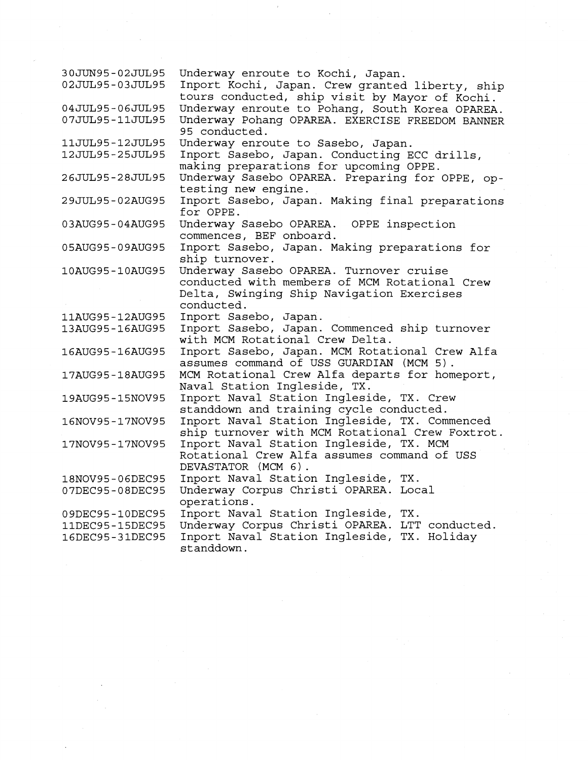| | |
|---|---|
| 30JUN95-02JUL95 | Underway enroute to Kochi, Japan. |
| 02JUL95-03JUL95 | Inport Kochi, Japan. Crew granted liberty, ship tours conducted, ship visit by Mayor of Kochi. |
| 04JUL95-06JUL95 | Underway enroute to Pohang, South Korea OPAREA. |
| 07JUL95-11JUL95 | Underway Pohang OPAREA. EXERCISE FREEDOM BANNER 95 conducted. |
| 11JUL95-12JUL95 | Underway enroute to Sasebo, Japan. |
| 12JUL95-25JUL95 | Inport Sasebo, Japan. Conducting ECC drills, making preparations for upcoming OPPE. |
| 26JUL95-28JUL95 | Underway Sasebo OPAREA. Preparing for OPPE, op-testing new engine. |
| 29JUL95-02AUG95 | Inport Sasebo, Japan. Making final preparations for OPPE. |
| 03AUG95-04AUG95 | Underway Sasebo OPAREA. OPPE inspection commences, BEF onboard. |
| 05AUG95-09AUG95 | Inport Sasebo, Japan. Making preparations for ship turnover. |
| 10AUG95-10AUG95 | Underway Sasebo OPAREA. Turnover cruise conducted with members of MCM Rotational Crew Delta, Swinging Ship Navigation Exercises conducted. |
| 11AUG95-12AUG95 | Inport Sasebo, Japan. |
| 13AUG95-16AUG95 | Inport Sasebo, Japan. Commenced ship turnover with MCM Rotational Crew Delta. |
| 16AUG95-16AUG95 | Inport Sasebo, Japan. MCM Rotational Crew Alfa assumes command of USS GUARDIAN (MCM 5). |
| 17AUG95-18AUG95 | MCM Rotational Crew Alfa departs for homeport, Naval Station Ingleside, TX. |
| 19AUG95-15NOV95 | Inport Naval Station Ingleside, TX. Crew standdown and training cycle conducted. |
| 16NOV95-17NOV95 | Inport Naval Station Ingleside, TX. Commenced ship turnover with MCM Rotational Crew Foxtrot. |
| 17NOV95-17NOV95 | Inport Naval Station Ingleside, TX. MCM Rotational Crew Alfa assumes command of USS DEVASTATOR (MCM 6). |
| 18NOV95-06DEC95 | Inport Naval Station Ingleside, TX. |
| 07DEC95-08DEC95 | Underway Corpus Christi OPAREA. Local operations. |
| 09DEC95-10DEC95 | Inport Naval Station Ingleside, TX. |
| 11DEC95-15DEC95 | Underway Corpus Christi OPAREA. LTT conducted. |
| 16DEC95-31DEC95 | Inport Naval Station Ingleside, TX. Holiday standdown. |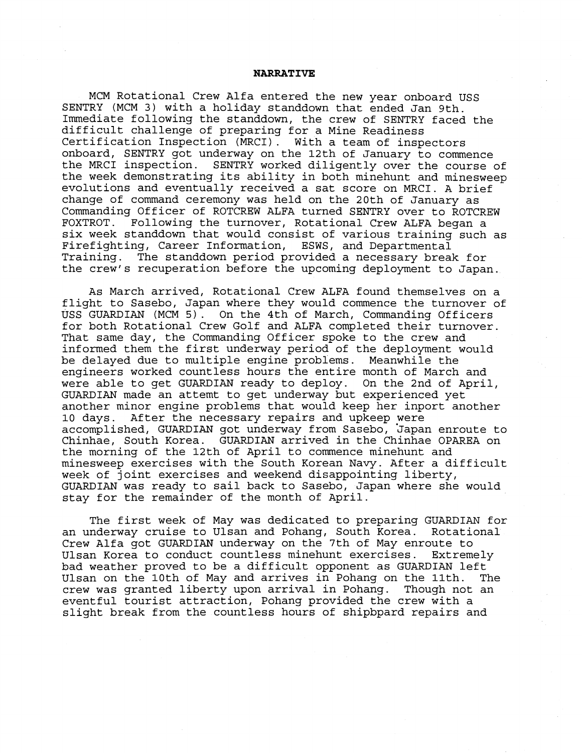**NARRATIVE**

MCM Rotational Crew Alfa entered the new year onboard USS SENTRY (MCM 3) with a holiday standdown that ended Jan 9th. Immediate following the standdown, the crew of SENTRY faced the difficult challenge of preparing for a Mine Readiness Certification Inspection (MRCI). With a team of inspectors onboard, SENTRY got underway on the 12th of January to commence the MRCI inspection. SENTRY worked diligently over the course of the week demonstrating its ability in both minehunt and minesweep evolutions and eventually received a sat score on MRCI. A brief change of command ceremony was held on the 20th of January as Commanding Officer of ROTCREW ALFA turned SENTRY over to ROTCREW FOXTROT. Following the turnover, Rotational Crew ALFA began a six week standdown that would consist of various training such as Firefighting, Career Information, ESWS, and Departmental Training. The standdown period provided a necessary break for the crew's recuperation before the upcoming deployment to Japan.

As March arrived, Rotational Crew ALFA found themselves on a flight to Sasebo, Japan where they would commence the turnover of USS GUARDIAN (MCM 5). On the 4th of March, Commanding Officers for both Rotational Crew Golf and ALFA completed their turnover. That same day, the Commanding Officer spoke to the crew and informed them the first underway period of the deployment would be delayed due to multiple engine problems. Meanwhile the engineers worked countless hours the entire month of March and were able to get GUARDIAN ready to deploy. On the 2nd of April, GUARDIAN made an attemt to get underway but experienced yet another minor engine problems that would keep her inport another 10 days. After the necessary repairs and upkeep were accomplished, GUARDIAN got underway from Sasebo, Japan enroute to Chinhae, South Korea. GUARDIAN arrived in the Chinhae OPAREA on the morning of the 12th of April to commence minehunt and minesweep exercises with the South Korean Navy. After a difficult week of joint exercises and weekend disappointing liberty, GUARDIAN was ready to sail back to Sasebo, Japan where she would stay for the remainder of the month of April.

The first week of May was dedicated to preparing GUARDIAN for an underway cruise to Ulsan and Pohang, South Korea. Rotational Crew Alfa got GUARDIAN underway on the 7th of May enroute to Ulsan Korea to conduct countless minehunt exercises. Extremely bad weather proved to be a difficult opponent as GUARDIAN left Ulsan on the 10th of May and arrives in Pohang on the 11th. The crew was granted liberty upon arrival in Pohang. Though not an eventful tourist attraction, Pohang provided the crew with a slight break from the countless hours of shipbpard repairs and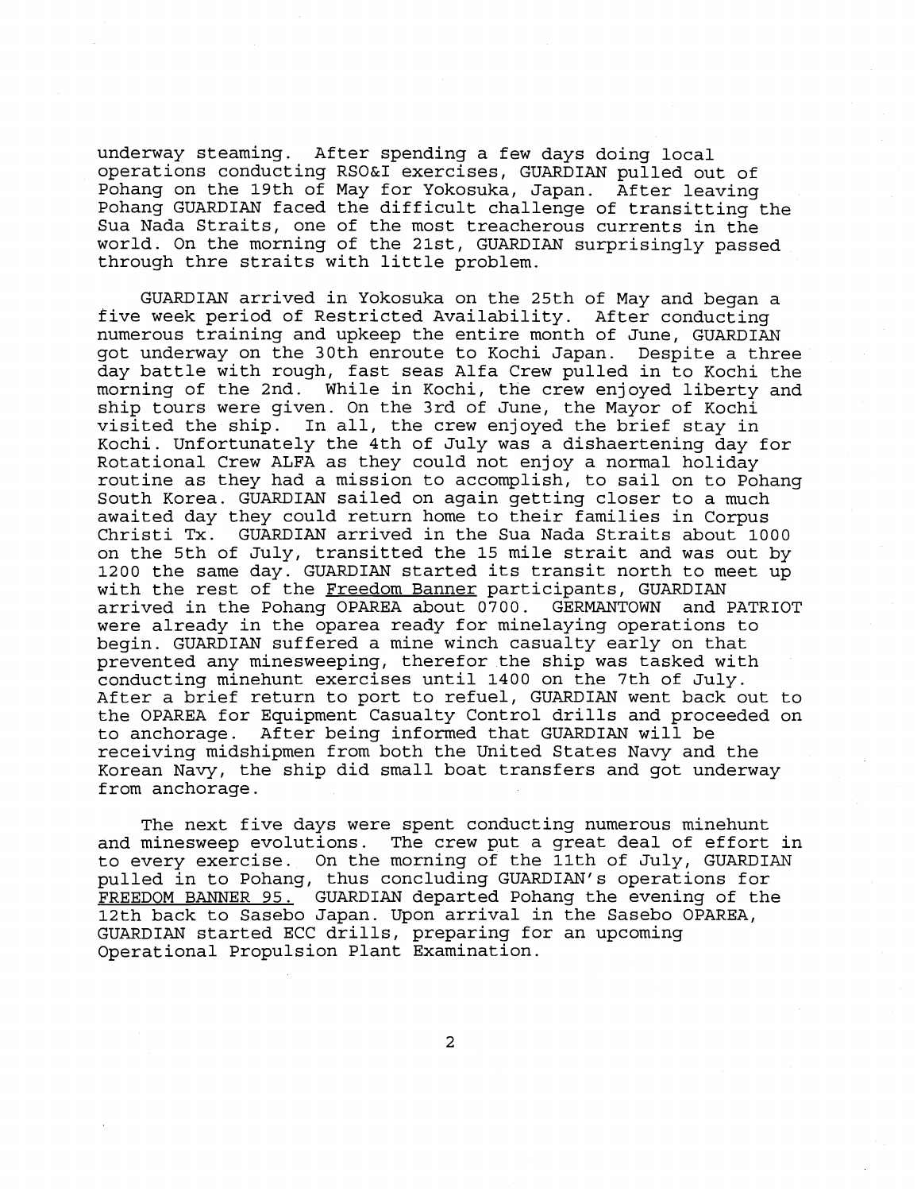underway steaming. After spending a few days doing local operations conducting RSO&I exercises, GUARDIAN pulled out of Pohang on the 19th of May for Yokosuka, Japan. After leaving Pohang GUARDIAN faced the difficult challenge of transitting the Sua Nada Straits, one of the most treacherous currents in the world. On the morning of the 21st, GUARDIAN surprisingly passed through thre straits with little problem.

GUARDIAN arrived in Yokosuka on the 25th of May and began a five week period of Restricted Availability. After conducting numerous training and upkeep the entire month of June, GUARDIAN got underway on the 30th enroute to Kochi Japan. Despite a three day battle with rough, fast seas Alfa Crew pulled in to Kochi the morning of the 2nd. While in Kochi, the crew enjoyed liberty and ship tours were given. On the 3rd of June, the Mayor of Kochi visited the ship. In all, the crew enjoyed the brief stay in Kochi. Unfortunately the 4th of July was a dishaertening day for Rotational Crew ALFA as they could not enjoy a normal holiday routine as they had a mission to accomplish, to sail on to Pohang South Korea. GUARDIAN sailed on again getting closer to a much awaited day they could return home to their families in Corpus Christi Tx. GUARDIAN arrived in the Sua Nada Straits about 1000 on the 5th of July, transitted the 15 mile strait and was out by 1200 the same day. GUARDIAN started its transit north to meet up with the rest of the Freedom Banner participants, GUARDIAN arrived in the Pohang OPAREA about 0700. GERMANTOWN and PATRIOT were already in the oparea ready for minelaying operations to begin. GUARDIAN suffered a mine winch casualty early on that prevented any minesweeping, therefor the ship was tasked with conducting minehunt exercises until 1400 on the 7th of July. After a brief return to port to refuel, GUARDIAN went back out to the OPAREA for Equipment Casualty Control drills and proceeded on to anchorage. After being informed that GUARDIAN will be receiving midshipmen from both the United States Navy and the Korean Navy, the ship did small boat transfers and got underway from anchorage.

The next five days were spent conducting numerous minehunt and minesweep evolutions. The crew put a great deal of effort in to every exercise. On the morning of the 11th of July, GUARDIAN pulled in to Pohang, thus concluding GUARDIAN's operations for FREEDOM BANNER 95. GUARDIAN departed Pohang the evening of the 12th back to Sasebo Japan. Upon arrival in the Sasebo OPAREA, GUARDIAN started ECC drills, preparing for an upcoming Operational Propulsion Plant Examination.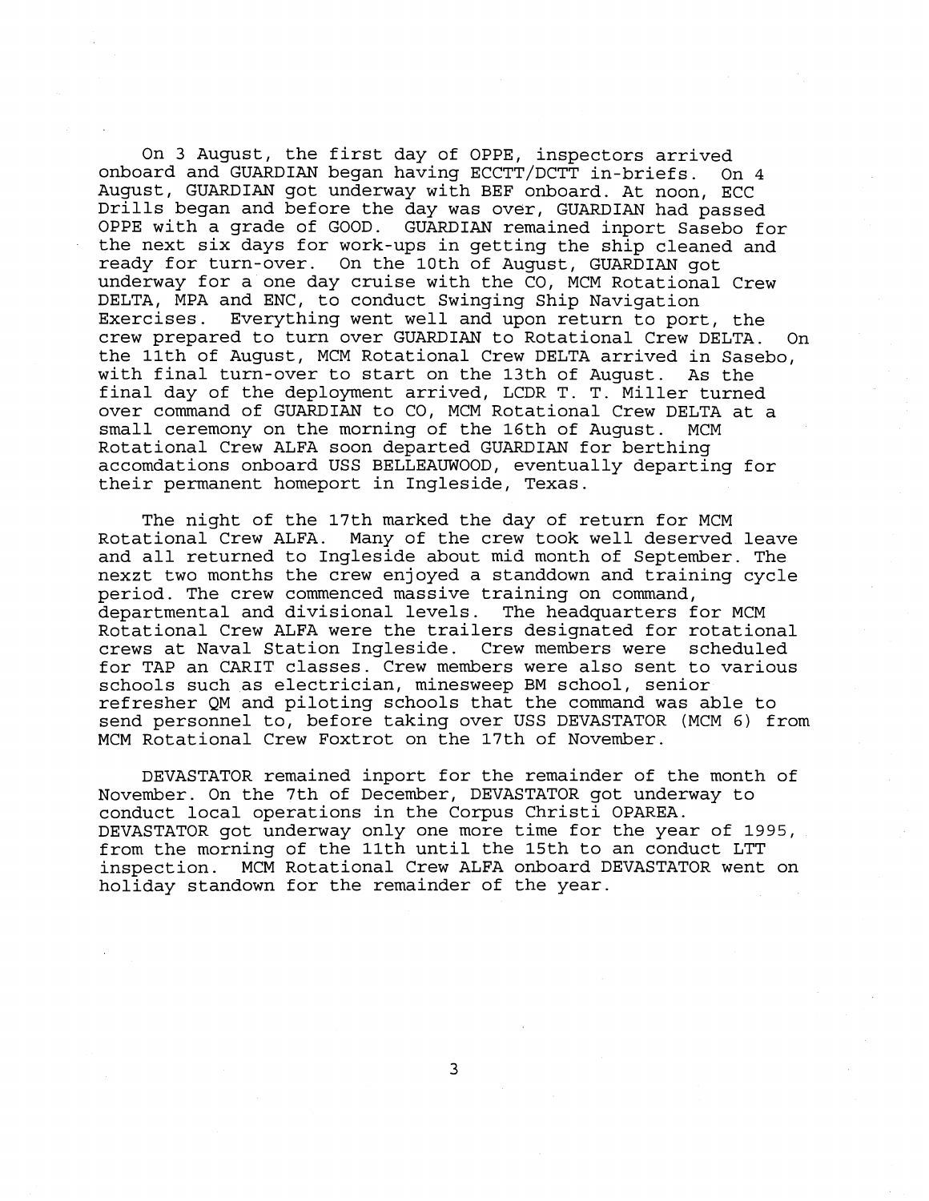On 3 August, the first day of OPPE, inspectors arrived onboard and GUARDIAN began having ECCTT/DCTT in-briefs. On 4 August, GUARDIAN got underway with BEF onboard. At noon, ECC Drills began and before the day was over, GUARDIAN had passed OPPE with a grade of GOOD. GUARDIAN remained inport Sasebo for the next six days for work-ups in getting the ship cleaned and ready for turn-over. On the 10th of August, GUARDIAN got underway for a one day cruise with the CO, MCM Rotational Crew DELTA, MPA and ENC, to conduct Swinging Ship Navigation Exercises. Everything went well and upon return to port, the crew prepared to turn over GUARDIAN to Rotational Crew DELTA. On the 11th of August, MCM Rotational Crew DELTA arrived in Sasebo, with final turn-over to start on the 13th of August. As the final day of the deployment arrived, LCDR T. T. Miller turned over command of GUARDIAN to CO, MCM Rotational Crew DELTA at a small ceremony on the morning of the 16th of August. MCM Rotational Crew ALFA soon departed GUARDIAN for berthing accomdations onboard USS BELLEAUWOOD, eventually departing for their permanent homeport in Ingleside, Texas.

The night of the 17th marked the day of return for MCM Rotational Crew ALFA. Many of the crew took well deserved leave and all returned to Ingleside about mid month of September. The nexzt two months the crew enjoyed a standdown and training cycle period. The crew commenced massive training on command, departmental and divisional levels. The headquarters for MCM Rotational Crew ALFA were the trailers designated for rotational crews at Naval Station Ingleside. Crew members were scheduled for TAP an CARIT classes. Crew members were also sent to various schools such as electrician, minesweep BM school, senior refresher QM and piloting schools that the command was able to send personnel to, before taking over USS DEVASTATOR (MCM 6) from MCM Rotational Crew Foxtrot on the 17th of November.

DEVASTATOR remained inport for the remainder of the month of November. On the 7th of December, DEVASTATOR got underway to conduct local operations in the Corpus Christi OPAREA. DEVASTATOR got underway only one more time for the year of 1995, from the morning of the 11th until the 15th to an conduct LTT inspection. MCM Rotational Crew ALFA onboard DEVASTATOR went on holiday standown for the remainder of the year.